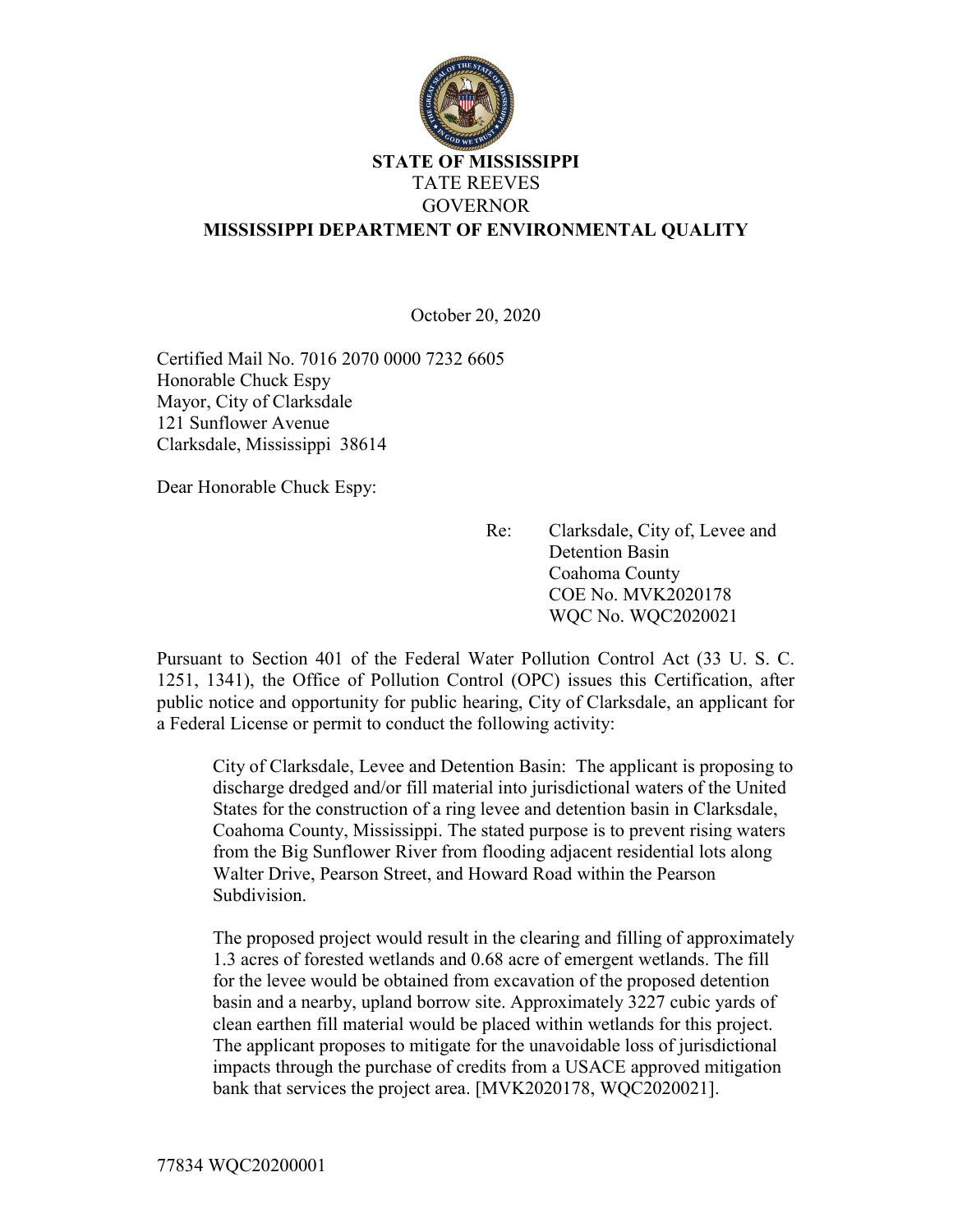**STATE OF MISSISSIPPI**
TATE REEVES
GOVERNOR
**MISSISSIPPI DEPARTMENT OF ENVIRONMENTAL QUALITY**

October 20, 2020

Certified Mail No. 7016 2070 0000 7232 6605
Honorable Chuck Espy
Mayor, City of Clarksdale
121 Sunflower Avenue
Clarksdale, Mississippi 38614

Dear Honorable Chuck Espy:

Re: Clarksdale, City of, Levee and Detention Basin
Coahoma County
COE No. MVK2020178
WQC No. WQC2020021

Pursuant to Section 401 of the Federal Water Pollution Control Act (33 U. S. C. 1251, 1341), the Office of Pollution Control (OPC) issues this Certification, after public notice and opportunity for public hearing, City of Clarksdale, an applicant for a Federal License or permit to conduct the following activity:

> City of Clarksdale, Levee and Detention Basin: The applicant is proposing to discharge dredged and/or fill material into jurisdictional waters of the United States for the construction of a ring levee and detention basin in Clarksdale, Coahoma County, Mississippi. The stated purpose is to prevent rising waters from the Big Sunflower River from flooding adjacent residential lots along Walter Drive, Pearson Street, and Howard Road within the Pearson Subdivision.
>
> The proposed project would result in the clearing and filling of approximately 1.3 acres of forested wetlands and 0.68 acre of emergent wetlands. The fill for the levee would be obtained from excavation of the proposed detention basin and a nearby, upland borrow site. Approximately 3227 cubic yards of clean earthen fill material would be placed within wetlands for this project. The applicant proposes to mitigate for the unavoidable loss of jurisdictional impacts through the purchase of credits from a USACE approved mitigation bank that services the project area. [MVK2020178, WQC2020021].

77834 WQC20200001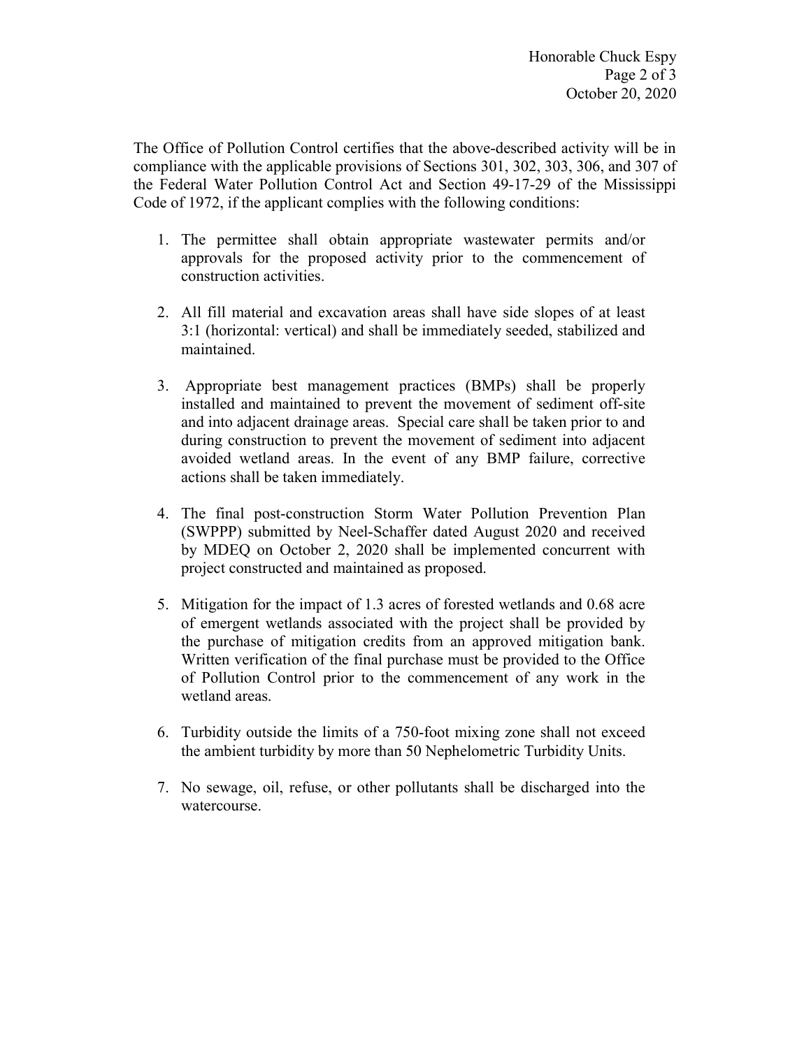The Office of Pollution Control certifies that the above-described activity will be in compliance with the applicable provisions of Sections 301, 302, 303, 306, and 307 of the Federal Water Pollution Control Act and Section 49-17-29 of the Mississippi Code of 1972, if the applicant complies with the following conditions:

1. The permittee shall obtain appropriate wastewater permits and/or approvals for the proposed activity prior to the commencement of construction activities.

2. All fill material and excavation areas shall have side slopes of at least 3:1 (horizontal: vertical) and shall be immediately seeded, stabilized and maintained.

3. Appropriate best management practices (BMPs) shall be properly installed and maintained to prevent the movement of sediment off-site and into adjacent drainage areas. Special care shall be taken prior to and during construction to prevent the movement of sediment into adjacent avoided wetland areas. In the event of any BMP failure, corrective actions shall be taken immediately.

4. The final post-construction Storm Water Pollution Prevention Plan (SWPPP) submitted by Neel-Schaffer dated August 2020 and received by MDEQ on October 2, 2020 shall be implemented concurrent with project constructed and maintained as proposed.

5. Mitigation for the impact of 1.3 acres of forested wetlands and 0.68 acre of emergent wetlands associated with the project shall be provided by the purchase of mitigation credits from an approved mitigation bank. Written verification of the final purchase must be provided to the Office of Pollution Control prior to the commencement of any work in the wetland areas.

6. Turbidity outside the limits of a 750-foot mixing zone shall not exceed the ambient turbidity by more than 50 Nephelometric Turbidity Units.

7. No sewage, oil, refuse, or other pollutants shall be discharged into the watercourse.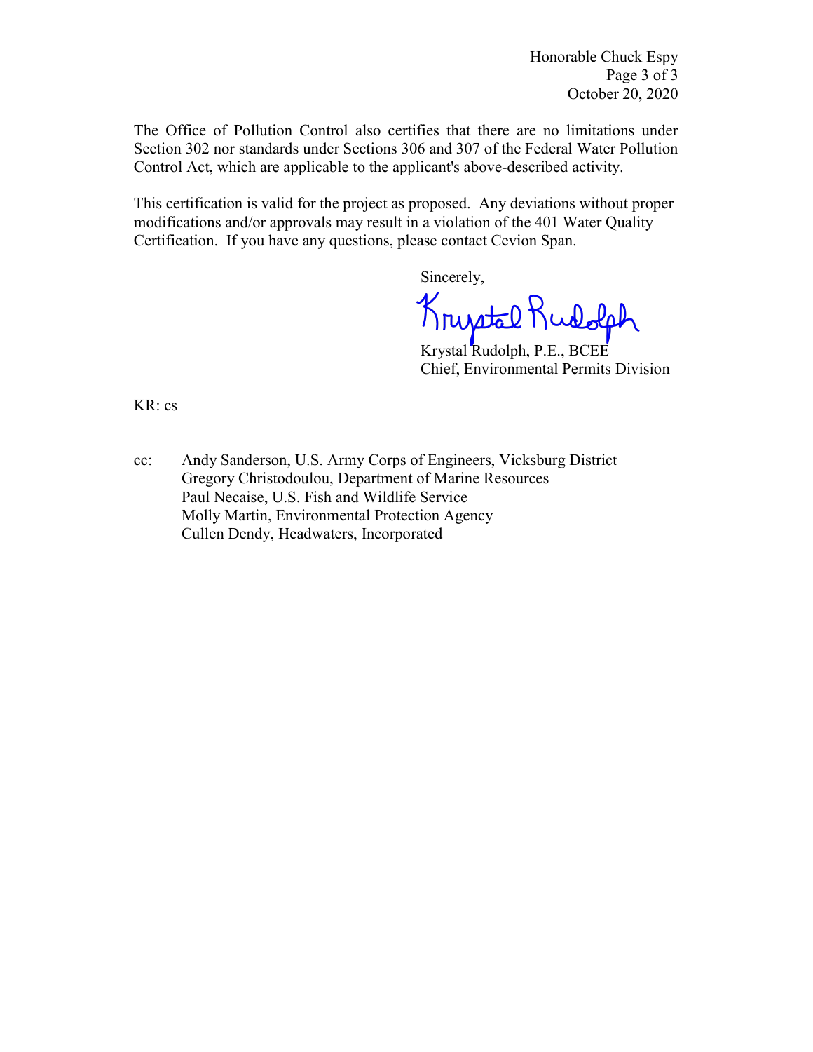The Office of Pollution Control also certifies that there are no limitations under Section 302 nor standards under Sections 306 and 307 of the Federal Water Pollution Control Act, which are applicable to the applicant's above-described activity.

This certification is valid for the project as proposed. Any deviations without proper modifications and/or approvals may result in a violation of the 401 Water Quality Certification. If you have any questions, please contact Cevion Span.

Sincerely,

Krystal Rudolph

Krystal Rudolph, P.E., BCEE
Chief, Environmental Permits Division

KR: cs

cc: Andy Sanderson, U.S. Army Corps of Engineers, Vicksburg District
Gregory Christodoulou, Department of Marine Resources
Paul Necaise, U.S. Fish and Wildlife Service
Molly Martin, Environmental Protection Agency
Cullen Dendy, Headwaters, Incorporated